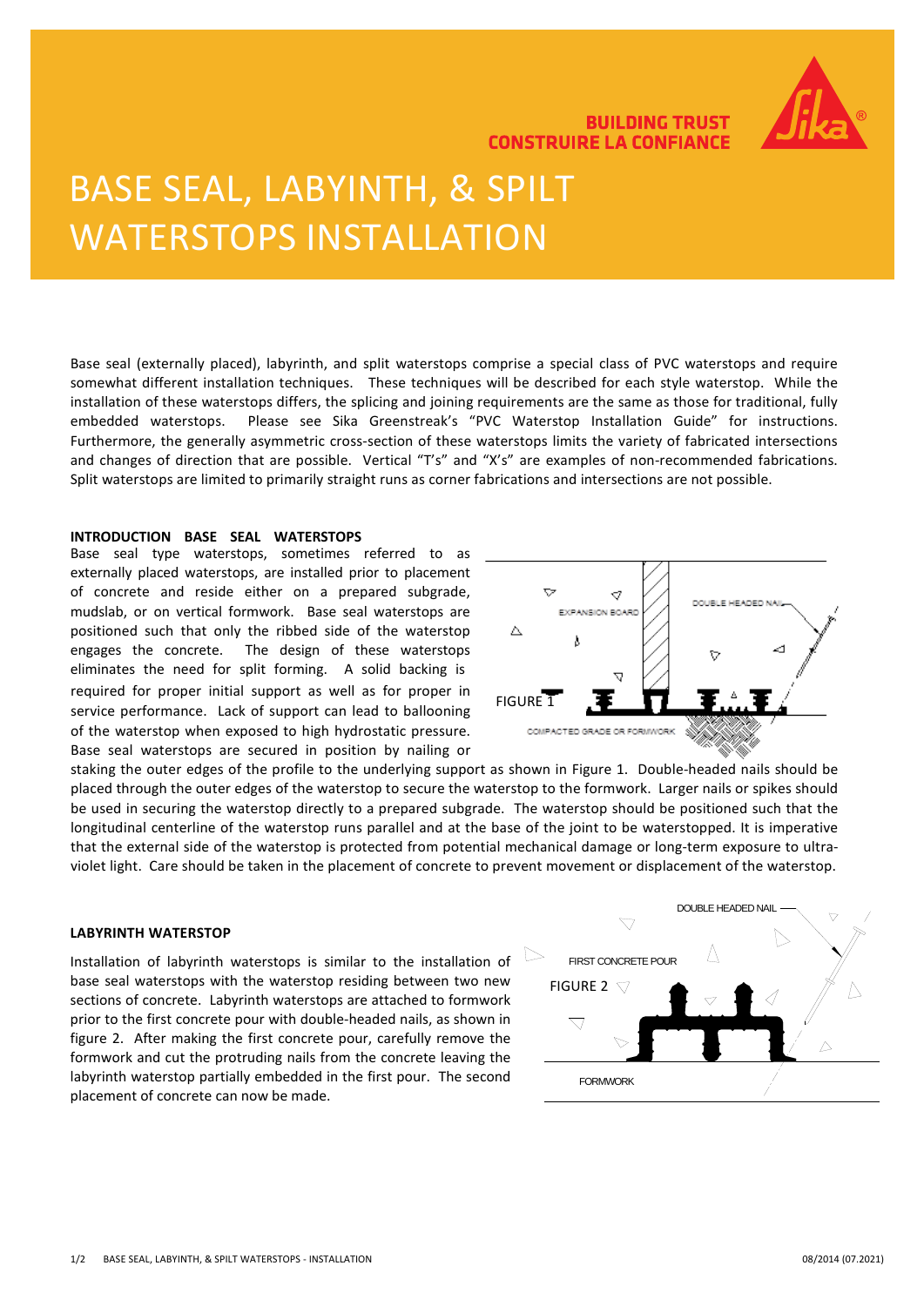# BASE SEAL, LABYINTH, & SPILT WATERSTOPS INSTALLATION

Base seal (externally placed), labyrinth, and split waterstops comprise a special class of PVC waterstops and require somewhat different installation techniques. These techniques will be described for each style waterstop. While the installation of these waterstops differs, the splicing and joining requirements are the same as those for traditional, fully embedded waterstops. Please see Sika Greenstreak's "PVC Waterstop Installation Guide" for instructions. Furthermore, the generally asymmetric cross-section of these waterstops limits the variety of fabricated intersections and changes of direction that are possible. Vertical "T's" and "X's" are examples of non-recommended fabrications. Split waterstops are limited to primarily straight runs as corner fabrications and intersections are not possible.

## INTRODUCTION BASE SEAL WATERSTOPS

Base seal type waterstops, sometimes referred to as externally placed waterstops, are installed prior to placement of concrete and reside either on a prepared subgrade, mudslab, or on vertical formwork. Base seal waterstops are positioned such that only the ribbed side of the waterstop engages the concrete. The design of these waterstops eliminates the need for split forming. A solid backing is required for proper initial support as well as for proper in service performance. Lack of support can lead to ballooning of the waterstop when exposed to high hydrostatic pressure. Base seal waterstops are secured in position by nailing or staking the outer edges of the profile to the underlying support as shown in Figure 1. Double-headed nails should be placed through the outer edges of the waterstop to secure the waterstop to the formwork. Larger nails or spikes should be used in securing the waterstop directly to a prepared subgrade. The waterstop should be positioned such that the longitudinal centerline of the waterstop runs parallel and at the base of the joint to be waterstopped. It is imperative that the external side of the waterstop is protected from potential mechanical damage or long-term exposure to ultra-violet light. Care should be taken in the placement of concrete to prevent movement or displacement of the waterstop.

FIGURE 1

## LABYRINTH WATERSTOP

Installation of labyrinth waterstops is similar to the installation of base seal waterstops with the waterstop residing between two new sections of concrete. Labyrinth waterstops are attached to formwork prior to the first concrete pour with double-headed nails, as shown in figure 2. After making the first concrete pour, carefully remove the formwork and cut the protruding nails from the concrete leaving the labyrinth waterstop partially embedded in the first pour. The second placement of concrete can now be made.

FIGURE 2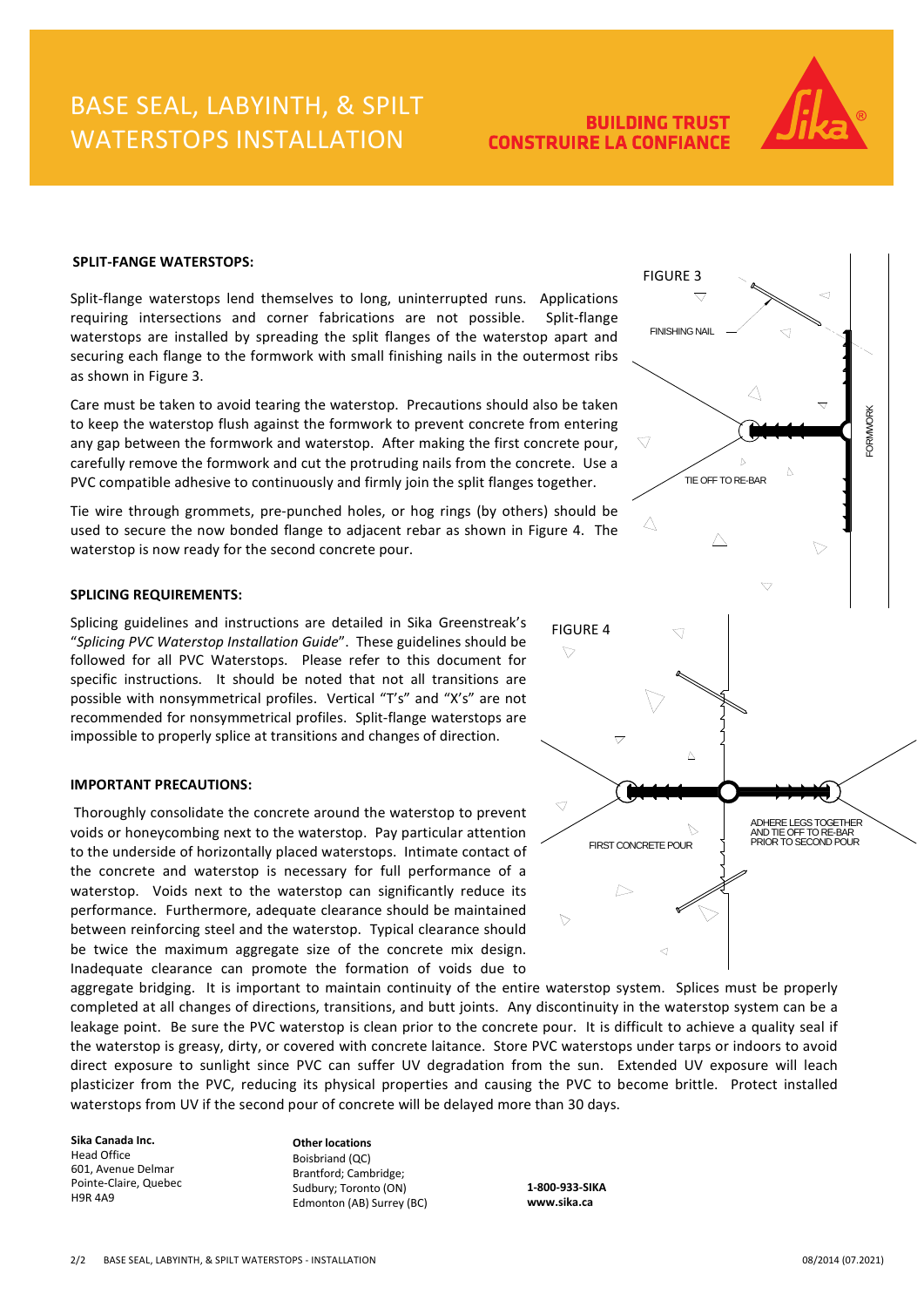# BASE SEAL, LABYINTH, & SPILT WATERSTOPS INSTALLATION

**BUILDING TRUST**
**CONSTRUIRE LA CONFIANCE**

**SPLIT-FANGE WATERSTOPS:**

Split-flange waterstops lend themselves to long, uninterrupted runs. Applications requiring intersections and corner fabrications are not possible. Split-flange waterstops are installed by spreading the split flanges of the waterstop apart and securing each flange to the formwork with small finishing nails in the outermost ribs as shown in Figure 3.

Care must be taken to avoid tearing the waterstop. Precautions should also be taken to keep the waterstop flush against the formwork to prevent concrete from entering any gap between the formwork and waterstop. After making the first concrete pour, carefully remove the formwork and cut the protruding nails from the concrete. Use a PVC compatible adhesive to continuously and firmly join the split flanges together.

Tie wire through grommets, pre-punched holes, or hog rings (by others) should be used to secure the now bonded flange to adjacent rebar as shown in Figure 4. The waterstop is now ready for the second concrete pour.

FIGURE 3

FINISHING NAIL

TIE OFF TO RE-BAR

FORMWORK

**SPLICING REQUIREMENTS:**

Splicing guidelines and instructions are detailed in Sika Greenstreak's "*Splicing PVC Waterstop Installation Guide*". These guidelines should be followed for all PVC Waterstops. Please refer to this document for specific instructions. It should be noted that not all transitions are possible with nonsymmetrical profiles. Vertical "T's" and "X's" are not recommended for nonsymmetrical profiles. Split-flange waterstops are impossible to properly splice at transitions and changes of direction.

FIGURE 4

FIRST CONCRETE POUR

ADHERE LEGS TOGETHER AND TIE OFF TO RE-BAR PRIOR TO SECOND POUR

**IMPORTANT PRECAUTIONS:**

Thoroughly consolidate the concrete around the waterstop to prevent voids or honeycombing next to the waterstop. Pay particular attention to the underside of horizontally placed waterstops. Intimate contact of the concrete and waterstop is necessary for full performance of a waterstop. Voids next to the waterstop can significantly reduce its performance. Furthermore, adequate clearance should be maintained between reinforcing steel and the waterstop. Typical clearance should be twice the maximum aggregate size of the concrete mix design. Inadequate clearance can promote the formation of voids due to aggregate bridging. It is important to maintain continuity of the entire waterstop system. Splices must be properly completed at all changes of directions, transitions, and butt joints. Any discontinuity in the waterstop system can be a leakage point. Be sure the PVC waterstop is clean prior to the concrete pour. It is difficult to achieve a quality seal if the waterstop is greasy, dirty, or covered with concrete laitance. Store PVC waterstops under tarps or indoors to avoid direct exposure to sunlight since PVC can suffer UV degradation from the sun. Extended UV exposure will leach plasticizer from the PVC, reducing its physical properties and causing the PVC to become brittle. Protect installed waterstops from UV if the second pour of concrete will be delayed more than 30 days.

**Sika Canada Inc.**
Head Office
601, Avenue Delmar
Pointe-Claire, Quebec
H9R 4A9

**Other locations**
Boisbriand (QC)
Brantford; Cambridge;
Sudbury; Toronto (ON)
Edmonton (AB) Surrey (BC)

**1-800-933-SIKA**
**www.sika.ca**